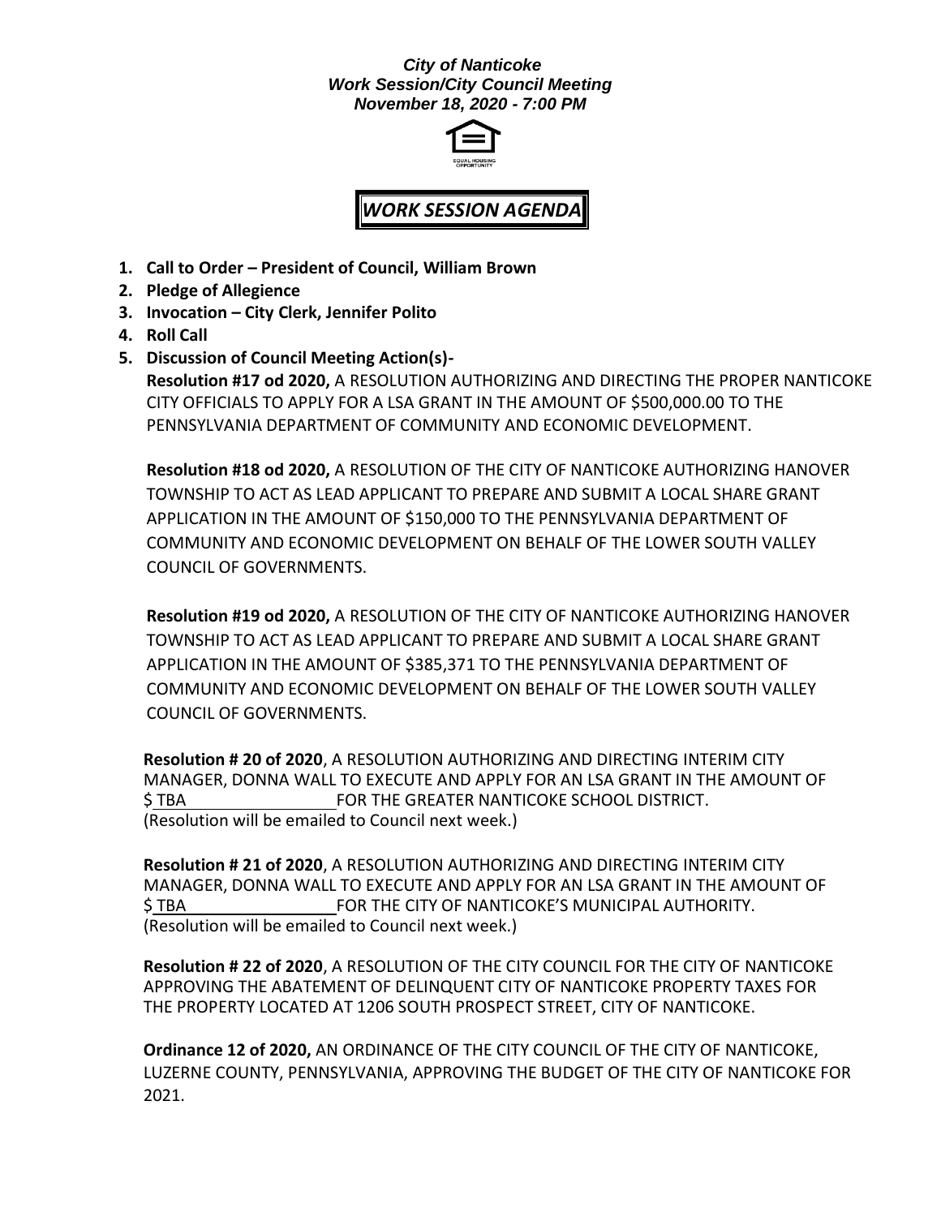***City of Nanticoke***
***Work Session/City Council Meeting***
***November 18, 2020 - 7:00 PM***

# *WORK SESSION AGENDA*

1. **Call to Order – President of Council, William Brown**
2. **Pledge of Allegience**
3. **Invocation – City Clerk, Jennifer Polito**
4. **Roll Call**
5. **Discussion of Council Meeting Action(s)-**

   **Resolution #17 od 2020,** A RESOLUTION AUTHORIZING AND DIRECTING THE PROPER NANTICOKE CITY OFFICIALS TO APPLY FOR A LSA GRANT IN THE AMOUNT OF $500,000.00 TO THE PENNSYLVANIA DEPARTMENT OF COMMUNITY AND ECONOMIC DEVELOPMENT.

   **Resolution #18 od 2020,** A RESOLUTION OF THE CITY OF NANTICOKE AUTHORIZING HANOVER TOWNSHIP TO ACT AS LEAD APPLICANT TO PREPARE AND SUBMIT A LOCAL SHARE GRANT APPLICATION IN THE AMOUNT OF $150,000 TO THE PENNSYLVANIA DEPARTMENT OF COMMUNITY AND ECONOMIC DEVELOPMENT ON BEHALF OF THE LOWER SOUTH VALLEY COUNCIL OF GOVERNMENTS.

   **Resolution #19 od 2020,** A RESOLUTION OF THE CITY OF NANTICOKE AUTHORIZING HANOVER TOWNSHIP TO ACT AS LEAD APPLICANT TO PREPARE AND SUBMIT A LOCAL SHARE GRANT APPLICATION IN THE AMOUNT OF $385,371 TO THE PENNSYLVANIA DEPARTMENT OF COMMUNITY AND ECONOMIC DEVELOPMENT ON BEHALF OF THE LOWER SOUTH VALLEY COUNCIL OF GOVERNMENTS.

   **Resolution # 20 of 2020**, A RESOLUTION AUTHORIZING AND DIRECTING INTERIM CITY MANAGER, DONNA WALL TO EXECUTE AND APPLY FOR AN LSA GRANT IN THE AMOUNT OF $ TBA FOR THE GREATER NANTICOKE SCHOOL DISTRICT. (Resolution will be emailed to Council next week.)

   **Resolution # 21 of 2020**, A RESOLUTION AUTHORIZING AND DIRECTING INTERIM CITY MANAGER, DONNA WALL TO EXECUTE AND APPLY FOR AN LSA GRANT IN THE AMOUNT OF $ TBA FOR THE CITY OF NANTICOKE'S MUNICIPAL AUTHORITY. (Resolution will be emailed to Council next week.)

   **Resolution # 22 of 2020**, A RESOLUTION OF THE CITY COUNCIL FOR THE CITY OF NANTICOKE APPROVING THE ABATEMENT OF DELINQUENT CITY OF NANTICOKE PROPERTY TAXES FOR THE PROPERTY LOCATED AT 1206 SOUTH PROSPECT STREET, CITY OF NANTICOKE.

   **Ordinance 12 of 2020,** AN ORDINANCE OF THE CITY COUNCIL OF THE CITY OF NANTICOKE, LUZERNE COUNTY, PENNSYLVANIA, APPROVING THE BUDGET OF THE CITY OF NANTICOKE FOR 2021.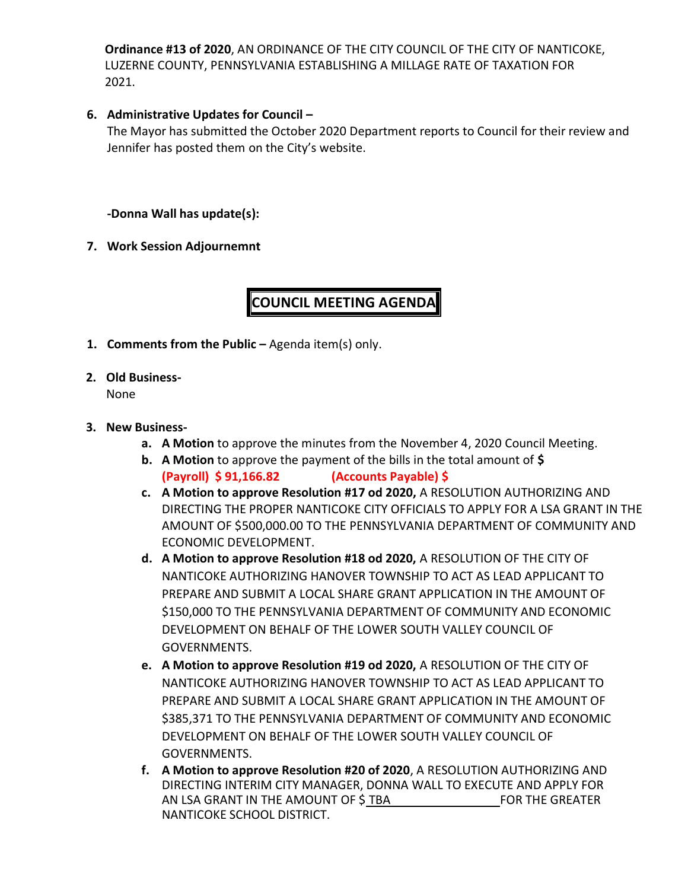**Ordinance #13 of 2020**, AN ORDINANCE OF THE CITY COUNCIL OF THE CITY OF NANTICOKE, LUZERNE COUNTY, PENNSYLVANIA ESTABLISHING A MILLAGE RATE OF TAXATION FOR 2021.

6. **Administrative Updates for Council –**
   The Mayor has submitted the October 2020 Department reports to Council for their review and Jennifer has posted them on the City's website.

   **-Donna Wall has update(s):**

7. **Work Session Adjournemnt**

# COUNCIL MEETING AGENDA

1. **Comments from the Public –** Agenda item(s) only.

2. **Old Business-**
   None

3. **New Business-**
   a. **A Motion** to approve the minutes from the November 4, 2020 Council Meeting.
   b. **A Motion** to approve the payment of the bills in the total amount of **$**
      **(Payroll) $ 91,166.82 (Accounts Payable) $**
   c. **A Motion to approve Resolution #17 od 2020,** A RESOLUTION AUTHORIZING AND DIRECTING THE PROPER NANTICOKE CITY OFFICIALS TO APPLY FOR A LSA GRANT IN THE AMOUNT OF $500,000.00 TO THE PENNSYLVANIA DEPARTMENT OF COMMUNITY AND ECONOMIC DEVELOPMENT.
   d. **A Motion to approve Resolution #18 od 2020,** A RESOLUTION OF THE CITY OF NANTICOKE AUTHORIZING HANOVER TOWNSHIP TO ACT AS LEAD APPLICANT TO PREPARE AND SUBMIT A LOCAL SHARE GRANT APPLICATION IN THE AMOUNT OF $150,000 TO THE PENNSYLVANIA DEPARTMENT OF COMMUNITY AND ECONOMIC DEVELOPMENT ON BEHALF OF THE LOWER SOUTH VALLEY COUNCIL OF GOVERNMENTS.
   e. **A Motion to approve Resolution #19 od 2020,** A RESOLUTION OF THE CITY OF NANTICOKE AUTHORIZING HANOVER TOWNSHIP TO ACT AS LEAD APPLICANT TO PREPARE AND SUBMIT A LOCAL SHARE GRANT APPLICATION IN THE AMOUNT OF $385,371 TO THE PENNSYLVANIA DEPARTMENT OF COMMUNITY AND ECONOMIC DEVELOPMENT ON BEHALF OF THE LOWER SOUTH VALLEY COUNCIL OF GOVERNMENTS.
   f. **A Motion to approve Resolution #20 of 2020**, A RESOLUTION AUTHORIZING AND DIRECTING INTERIM CITY MANAGER, DONNA WALL TO EXECUTE AND APPLY FOR AN LSA GRANT IN THE AMOUNT OF $ TBA FOR THE GREATER NANTICOKE SCHOOL DISTRICT.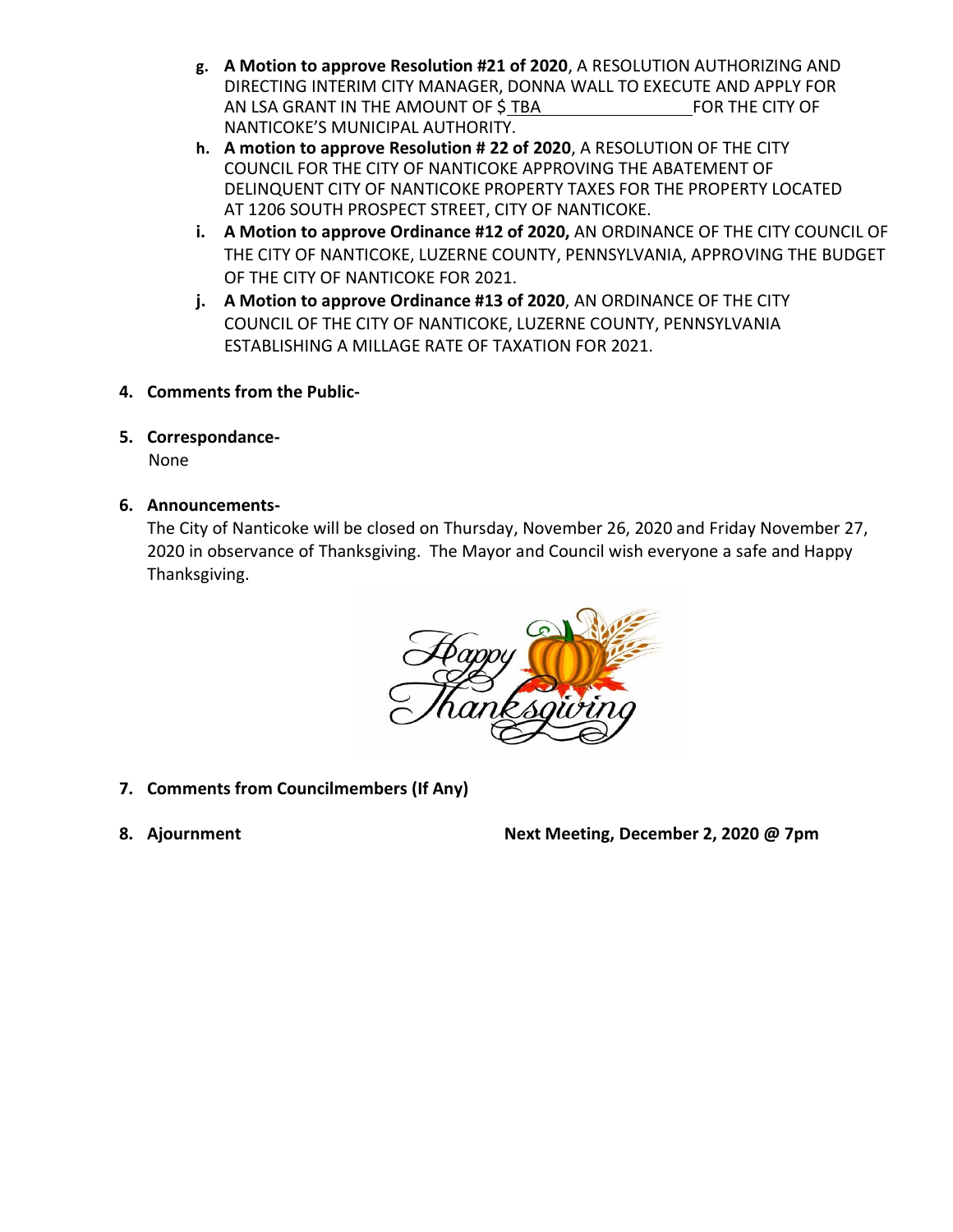g. **A Motion to approve Resolution #21 of 2020**, A RESOLUTION AUTHORIZING AND DIRECTING INTERIM CITY MANAGER, DONNA WALL TO EXECUTE AND APPLY FOR AN LSA GRANT IN THE AMOUNT OF $ TBA FOR THE CITY OF NANTICOKE'S MUNICIPAL AUTHORITY.

h. **A motion to approve Resolution # 22 of 2020**, A RESOLUTION OF THE CITY COUNCIL FOR THE CITY OF NANTICOKE APPROVING THE ABATEMENT OF DELINQUENT CITY OF NANTICOKE PROPERTY TAXES FOR THE PROPERTY LOCATED AT 1206 SOUTH PROSPECT STREET, CITY OF NANTICOKE.

i. **A Motion to approve Ordinance #12 of 2020,** AN ORDINANCE OF THE CITY COUNCIL OF THE CITY OF NANTICOKE, LUZERNE COUNTY, PENNSYLVANIA, APPROVING THE BUDGET OF THE CITY OF NANTICOKE FOR 2021.

j. **A Motion to approve Ordinance #13 of 2020**, AN ORDINANCE OF THE CITY COUNCIL OF THE CITY OF NANTICOKE, LUZERNE COUNTY, PENNSYLVANIA ESTABLISHING A MILLAGE RATE OF TAXATION FOR 2021.

4. **Comments from the Public-**

5. **Correspondance-**
   None

6. **Announcements-**
   The City of Nanticoke will be closed on Thursday, November 26, 2020 and Friday November 27, 2020 in observance of Thanksgiving. The Mayor and Council wish everyone a safe and Happy Thanksgiving.

Happy Thanksgiving

7. **Comments from Councilmembers (If Any)**

8. **Ajournment** **Next Meeting, December 2, 2020 @ 7pm**